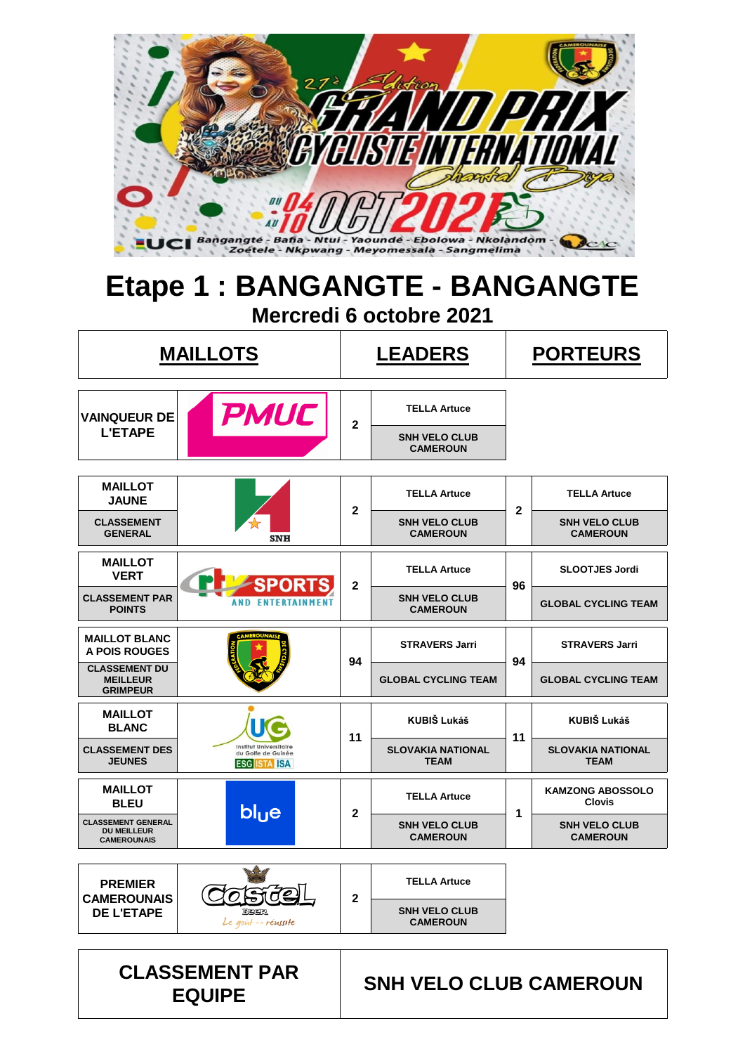27è Edition GRAND PRIX CYCLISTE INTERNATIONAL Chantal Biya

DU 04 AU 10 OCT 2021

Bangangté - Bafia - Ntui - Yaoundé - Ebolowa - Nkolandom - Zoétele - Nkpwang - Meyomessala - Sangmelima

# Etape 1 : BANGANGTE - BANGANGTE

## Mercredi 6 octobre 2021

| MAILLOTS | | LEADERS | | PORTEURS | |
|---|---|---|---|---|---|
| VAINQUEUR DE L'ETAPE | PMUC | 2 | TELLA Artuce / SNH VELO CLUB CAMEROUN | | |
| MAILLOT JAUNE / CLASSEMENT GENERAL | SNH | 2 | TELLA Artuce / SNH VELO CLUB CAMEROUN | 2 | TELLA Artuce / SNH VELO CLUB CAMEROUN |
| MAILLOT VERT / CLASSEMENT PAR POINTS | CRTV SPORTS AND ENTERTAINMENT | 2 | TELLA Artuce / SNH VELO CLUB CAMEROUN | 96 | SLOOTJES Jordi / GLOBAL CYCLING TEAM |
| MAILLOT BLANC A POIS ROUGES / CLASSEMENT DU MEILLEUR GRIMPEUR | FEDERATION CAMEROUNAISE DE CYCLISME | 94 | STRAVERS Jarri / GLOBAL CYCLING TEAM | 94 | STRAVERS Jarri / GLOBAL CYCLING TEAM |
| MAILLOT BLANC / CLASSEMENT DES JEUNES | UG Institut Universitaire du Golfe de Guinée ESG ISTA ISA | 11 | KUBIŠ Lukáš / SLOVAKIA NATIONAL TEAM | 11 | KUBIŠ Lukáš / SLOVAKIA NATIONAL TEAM |
| MAILLOT BLEU / CLASSEMENT GENERAL DU MEILLEUR CAMEROUNAIS | blue | 2 | TELLA Artuce / SNH VELO CLUB CAMEROUN | 1 | KAMZONG ABOSSOLO Clovis / SNH VELO CLUB CAMEROUN |
| PREMIER CAMEROUNAIS DE L'ETAPE | Castel Beer Le goût de la réussite | 2 | TELLA Artuce / SNH VELO CLUB CAMEROUN | | |

| CLASSEMENT PAR EQUIPE | SNH VELO CLUB CAMEROUN |
|---|---|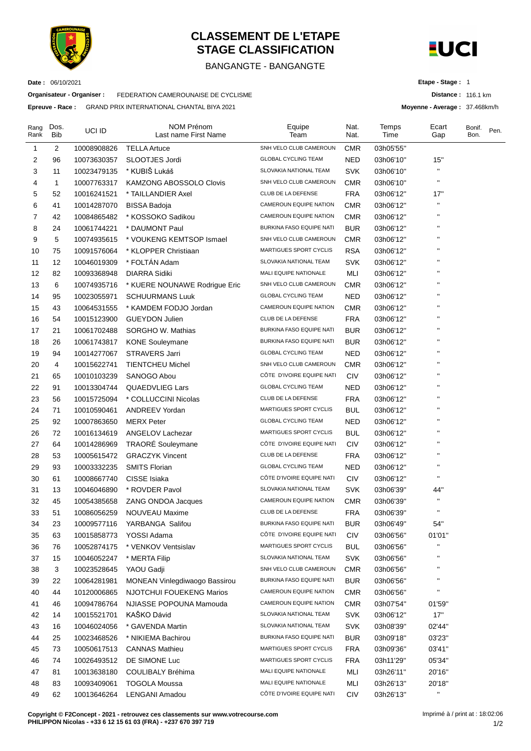# CLASSEMENT DE L'ETAPE
# STAGE CLASSIFICATION

BANGANGTE - BANGANGTE

**Date :** 06/10/2021

**Organisateur - Organiser :** FEDERATION CAMEROUNAISE DE CYCLISME

**Epreuve - Race :** GRAND PRIX INTERNATIONAL CHANTAL BIYA 2021

**Etape - Stage :** 1

**Distance :** 116.1 km

**Moyenne - Average :** 37.468km/h

| Rang Rank | Dos. Bib | UCI ID | NOM Prénom Last name First Name | Equipe Team | Nat. Nat. | Temps Time | Ecart Gap | Bonif. Bon. | Pen. |
|---|---|---|---|---|---|---|---|---|---|
| 1 | 2 | 10008908826 | TELLA Artuce | SNH VELO CLUB CAMEROUN | CMR | 03h05'55'' | | | |
| 2 | 96 | 10073630357 | SLOOTJES Jordi | GLOBAL CYCLING TEAM | NED | 03h06'10'' | 15'' | | |
| 3 | 11 | 10023479135 | * KUBIŠ Lukáš | SLOVAKIA NATIONAL TEAM | SVK | 03h06'10'' | '' | | |
| 4 | 1 | 10007763317 | KAMZONG ABOSSOLO Clovis | SNH VELO CLUB CAMEROUN | CMR | 03h06'10'' | '' | | |
| 5 | 52 | 10016241521 | * TAILLANDIER Axel | CLUB DE LA DEFENSE | FRA | 03h06'12'' | 17'' | | |
| 6 | 41 | 10014287070 | BISSA Badoja | CAMEROUN EQUIPE NATION | CMR | 03h06'12'' | '' | | |
| 7 | 42 | 10084865482 | * KOSSOKO Sadikou | CAMEROUN EQUIPE NATION | CMR | 03h06'12'' | '' | | |
| 8 | 24 | 10061744221 | * DAUMONT Paul | BURKINA FASO EQUIPE NATI | BUR | 03h06'12'' | '' | | |
| 9 | 5 | 10074935615 | * VOUKENG KEMTSOP Ismael | SNH VELO CLUB CAMEROUN | CMR | 03h06'12'' | '' | | |
| 10 | 75 | 10091576064 | * KLOPPER Christiaan | MARTIGUES SPORT CYCLIS | RSA | 03h06'12'' | '' | | |
| 11 | 12 | 10046019309 | * FOLTÁN Adam | SLOVAKIA NATIONAL TEAM | SVK | 03h06'12'' | '' | | |
| 12 | 82 | 10093368948 | DIARRA Sidiki | MALI EQUIPE NATIONALE | MLI | 03h06'12'' | '' | | |
| 13 | 6 | 10074935716 | * KUERE NOUNAWE Rodrigue Eric | SNH VELO CLUB CAMEROUN | CMR | 03h06'12'' | '' | | |
| 14 | 95 | 10023055971 | SCHUURMANS Luuk | GLOBAL CYCLING TEAM | NED | 03h06'12'' | '' | | |
| 15 | 43 | 10064531555 | * KAMDEM FODJO Jordan | CAMEROUN EQUIPE NATION | CMR | 03h06'12'' | '' | | |
| 16 | 54 | 10015123900 | GUEYDON Julien | CLUB DE LA DEFENSE | FRA | 03h06'12'' | '' | | |
| 17 | 21 | 10061702488 | SORGHO W. Mathias | BURKINA FASO EQUIPE NATI | BUR | 03h06'12'' | '' | | |
| 18 | 26 | 10061743817 | KONE Souleymane | BURKINA FASO EQUIPE NATI | BUR | 03h06'12'' | '' | | |
| 19 | 94 | 10014277067 | STRAVERS Jarri | GLOBAL CYCLING TEAM | NED | 03h06'12'' | '' | | |
| 20 | 4 | 10015622741 | TIENTCHEU Michel | SNH VELO CLUB CAMEROUN | CMR | 03h06'12'' | '' | | |
| 21 | 65 | 10010103239 | SANOGO Abou | CÔTE D'IVOIRE EQUIPE NATI | CIV | 03h06'12'' | '' | | |
| 22 | 91 | 10013304744 | QUAEDVLIEG Lars | GLOBAL CYCLING TEAM | NED | 03h06'12'' | '' | | |
| 23 | 56 | 10015725094 | * COLLUCCINI Nicolas | CLUB DE LA DEFENSE | FRA | 03h06'12'' | '' | | |
| 24 | 71 | 10010590461 | ANDREEV Yordan | MARTIGUES SPORT CYCLIS | BUL | 03h06'12'' | '' | | |
| 25 | 92 | 10007863650 | MERX Peter | GLOBAL CYCLING TEAM | NED | 03h06'12'' | '' | | |
| 26 | 72 | 10016134619 | ANGELOV Lachezar | MARTIGUES SPORT CYCLIS | BUL | 03h06'12'' | '' | | |
| 27 | 64 | 10014286969 | TRAORÉ Souleymane | CÔTE D'IVOIRE EQUIPE NATI | CIV | 03h06'12'' | '' | | |
| 28 | 53 | 10005615472 | GRACZYK Vincent | CLUB DE LA DEFENSE | FRA | 03h06'12'' | '' | | |
| 29 | 93 | 10003332235 | SMITS Florian | GLOBAL CYCLING TEAM | NED | 03h06'12'' | '' | | |
| 30 | 61 | 10008667740 | CISSE Isiaka | CÔTE D'IVOIRE EQUIPE NATI | CIV | 03h06'12'' | '' | | |
| 31 | 13 | 10046046890 | * ROVDER Pavol | SLOVAKIA NATIONAL TEAM | SVK | 03h06'39'' | 44'' | | |
| 32 | 45 | 10054385658 | ZANG ONDOA Jacques | CAMEROUN EQUIPE NATION | CMR | 03h06'39'' | '' | | |
| 33 | 51 | 10086056259 | NOUVEAU Maxime | CLUB DE LA DEFENSE | FRA | 03h06'39'' | '' | | |
| 34 | 23 | 10009577116 | YARBANGA Salifou | BURKINA FASO EQUIPE NATI | BUR | 03h06'49'' | 54'' | | |
| 35 | 63 | 10015858773 | YOSSI Adama | CÔTE D'IVOIRE EQUIPE NATI | CIV | 03h06'56'' | 01'01'' | | |
| 36 | 76 | 10052874175 | * VENKOV Ventsislav | MARTIGUES SPORT CYCLIS | BUL | 03h06'56'' | '' | | |
| 37 | 15 | 10046052247 | * MERTA Filip | SLOVAKIA NATIONAL TEAM | SVK | 03h06'56'' | '' | | |
| 38 | 3 | 10023528645 | YAOU Gadji | SNH VELO CLUB CAMEROUN | CMR | 03h06'56'' | '' | | |
| 39 | 22 | 10064281981 | MONEAN Vinlegdiwaogo Bassirou | BURKINA FASO EQUIPE NATI | BUR | 03h06'56'' | '' | | |
| 40 | 44 | 10120006865 | NJOTCHUI FOUEKENG Marios | CAMEROUN EQUIPE NATION | CMR | 03h06'56'' | '' | | |
| 41 | 46 | 10094786764 | NJIASSE POPOUNA Mamouda | CAMEROUN EQUIPE NATION | CMR | 03h07'54'' | 01'59'' | | |
| 42 | 14 | 10015521701 | KAŠKO Dávid | SLOVAKIA NATIONAL TEAM | SVK | 03h06'12'' | 17'' | | |
| 43 | 16 | 10046024056 | * GAVENDA Martin | SLOVAKIA NATIONAL TEAM | SVK | 03h08'39'' | 02'44'' | | |
| 44 | 25 | 10023468526 | * NIKIEMA Bachirou | BURKINA FASO EQUIPE NATI | BUR | 03h09'18'' | 03'23'' | | |
| 45 | 73 | 10050617513 | CANNAS Mathieu | MARTIGUES SPORT CYCLIS | FRA | 03h09'36'' | 03'41'' | | |
| 46 | 74 | 10026493512 | DE SIMONE Luc | MARTIGUES SPORT CYCLIS | FRA | 03h11'29'' | 05'34'' | | |
| 47 | 81 | 10013638180 | COULIBALY Bréhima | MALI EQUIPE NATIONALE | MLI | 03h26'11'' | 20'16'' | | |
| 48 | 83 | 10093409061 | TOGOLA Moussa | MALI EQUIPE NATIONALE | MLI | 03h26'13'' | 20'18'' | | |
| 49 | 62 | 10013646264 | LENGANI Amadou | CÔTE D'IVOIRE EQUIPE NATI | CIV | 03h26'13'' | '' | | |

**Copyright © F2Concept - 2021 - retrouvez ces classements sur www.votrecourse.com**
**PHILIPPON Nicolas - +33 6 12 15 61 03 (FRA) - +237 670 397 719**

Imprimé à / print at : 18:02:06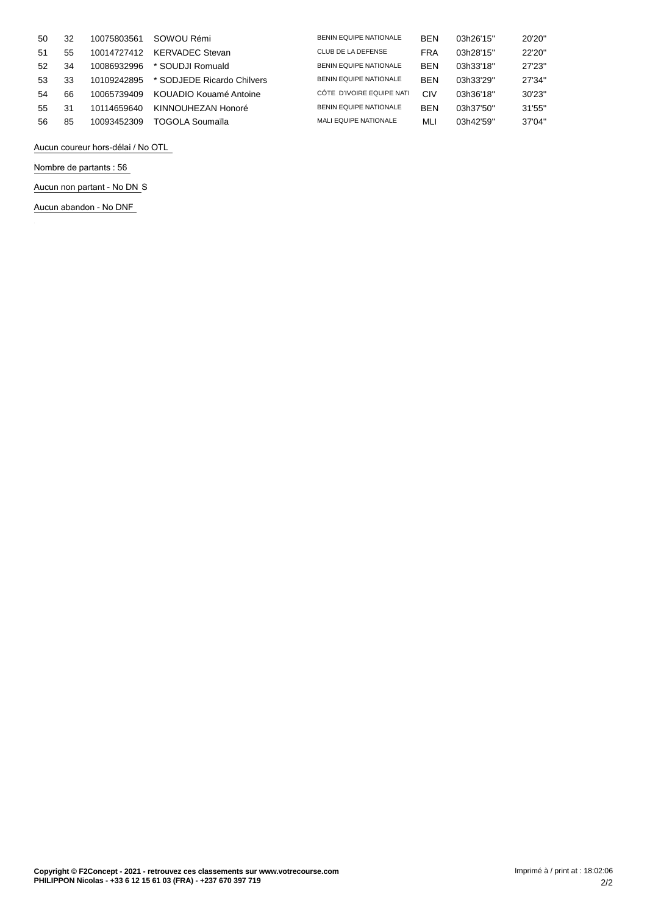| | | | | | | | |
|---|---|---|---|---|---|---|---|
| 50 | 32 | 10075803561 | SOWOU Rémi | BENIN EQUIPE NATIONALE | BEN | 03h26'15'' | 20'20'' |
| 51 | 55 | 10014727412 | KERVADEC Stevan | CLUB DE LA DEFENSE | FRA | 03h28'15'' | 22'20'' |
| 52 | 34 | 10086932996 | * SOUDJI Romuald | BENIN EQUIPE NATIONALE | BEN | 03h33'18'' | 27'23'' |
| 53 | 33 | 10109242895 | * SODJEDE Ricardo Chilvers | BENIN EQUIPE NATIONALE | BEN | 03h33'29'' | 27'34'' |
| 54 | 66 | 10065739409 | KOUADIO Kouamé Antoine | CÔTE D'IVOIRE EQUIPE NATI | CIV | 03h36'18'' | 30'23'' |
| 55 | 31 | 10114659640 | KINNOUHEZAN Honoré | BENIN EQUIPE NATIONALE | BEN | 03h37'50'' | 31'55'' |
| 56 | 85 | 10093452309 | TOGOLA Soumaïla | MALI EQUIPE NATIONALE | MLI | 03h42'59'' | 37'04'' |

Aucun coureur hors-délai / No OTL

Nombre de partants : 56

Aucun non partant - No DNS

Aucun abandon - No DNF

**Copyright © F2Concept - 2021 - retrouvez ces classements sur www.votrecourse.com**
**PHILIPPON Nicolas - +33 6 12 15 61 03 (FRA) - +237 670 397 719**

Imprimé à / print at : 18:02:06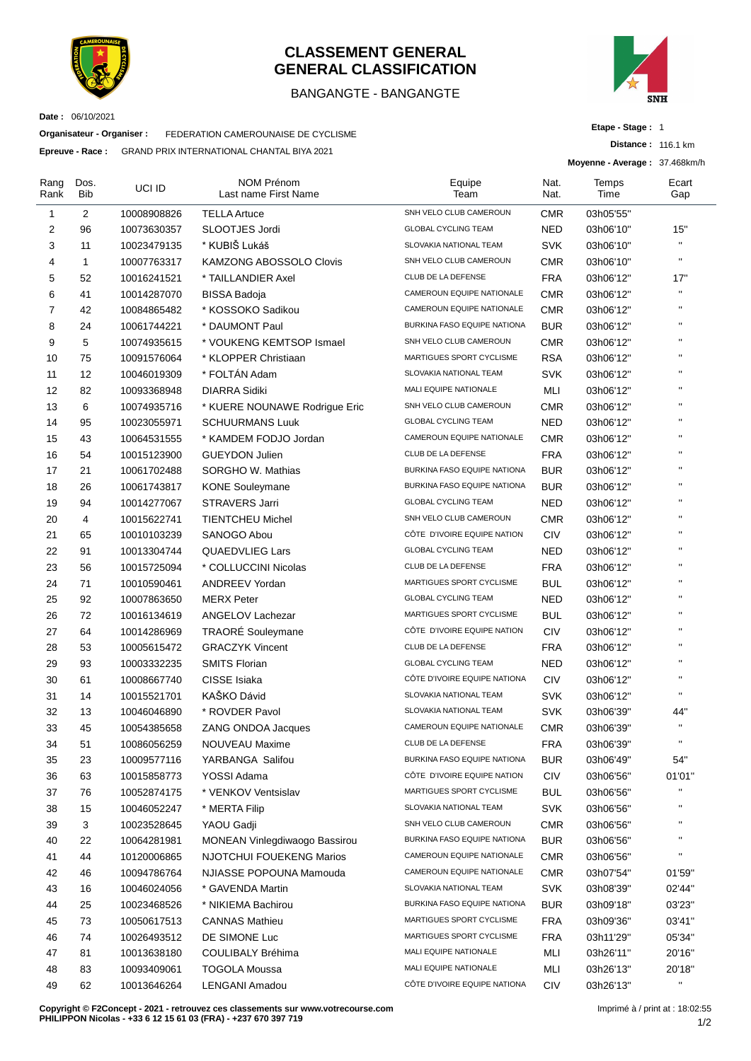# CLASSEMENT GENERAL
# GENERAL CLASSIFICATION

BANGANGTE - BANGANGTE

**Date :** 06/10/2021

**Organisateur - Organiser :** FEDERATION CAMEROUNAISE DE CYCLISME

**Epreuve - Race :** GRAND PRIX INTERNATIONAL CHANTAL BIYA 2021

**Etape - Stage :** 1

**Distance :** 116.1 km

**Moyenne - Average :** 37.468km/h

| Rang Rank | Dos. Bib | UCI ID | NOM Prénom Last name First Name | Equipe Team | Nat. Nat. | Temps Time | Ecart Gap |
|---|---|---|---|---|---|---|---|
| 1 | 2 | 10008908826 | TELLA Artuce | SNH VELO CLUB CAMEROUN | CMR | 03h05'55'' | |
| 2 | 96 | 10073630357 | SLOOTJES Jordi | GLOBAL CYCLING TEAM | NED | 03h06'10'' | 15'' |
| 3 | 11 | 10023479135 | * KUBIŠ Lukáš | SLOVAKIA NATIONAL TEAM | SVK | 03h06'10'' | " |
| 4 | 1 | 10007763317 | KAMZONG ABOSSOLO Clovis | SNH VELO CLUB CAMEROUN | CMR | 03h06'10'' | " |
| 5 | 52 | 10016241521 | * TAILLANDIER Axel | CLUB DE LA DEFENSE | FRA | 03h06'12'' | 17'' |
| 6 | 41 | 10014287070 | BISSA Badoja | CAMEROUN EQUIPE NATIONALE | CMR | 03h06'12'' | " |
| 7 | 42 | 10084865482 | * KOSSOKO Sadikou | CAMEROUN EQUIPE NATIONALE | CMR | 03h06'12'' | " |
| 8 | 24 | 10061744221 | * DAUMONT Paul | BURKINA FASO EQUIPE NATIONA | BUR | 03h06'12'' | " |
| 9 | 5 | 10074935615 | * VOUKENG KEMTSOP Ismael | SNH VELO CLUB CAMEROUN | CMR | 03h06'12'' | " |
| 10 | 75 | 10091576064 | * KLOPPER Christiaan | MARTIGUES SPORT CYCLISME | RSA | 03h06'12'' | " |
| 11 | 12 | 10046019309 | * FOLTÁN Adam | SLOVAKIA NATIONAL TEAM | SVK | 03h06'12'' | " |
| 12 | 82 | 10093368948 | DIARRA Sidiki | MALI EQUIPE NATIONALE | MLI | 03h06'12'' | " |
| 13 | 6 | 10074935716 | * KUERE NOUNAWE Rodrigue Eric | SNH VELO CLUB CAMEROUN | CMR | 03h06'12'' | " |
| 14 | 95 | 10023055971 | SCHUURMANS Luuk | GLOBAL CYCLING TEAM | NED | 03h06'12'' | " |
| 15 | 43 | 10064531555 | * KAMDEM FODJO Jordan | CAMEROUN EQUIPE NATIONALE | CMR | 03h06'12'' | " |
| 16 | 54 | 10015123900 | GUEYDON Julien | CLUB DE LA DEFENSE | FRA | 03h06'12'' | " |
| 17 | 21 | 10061702488 | SORGHO W. Mathias | BURKINA FASO EQUIPE NATIONA | BUR | 03h06'12'' | " |
| 18 | 26 | 10061743817 | KONE Souleymane | BURKINA FASO EQUIPE NATIONA | BUR | 03h06'12'' | " |
| 19 | 94 | 10014277067 | STRAVERS Jarri | GLOBAL CYCLING TEAM | NED | 03h06'12'' | " |
| 20 | 4 | 10015622741 | TIENTCHEU Michel | SNH VELO CLUB CAMEROUN | CMR | 03h06'12'' | " |
| 21 | 65 | 10010103239 | SANOGO Abou | CÔTE D'IVOIRE EQUIPE NATION | CIV | 03h06'12'' | " |
| 22 | 91 | 10013304744 | QUAEDVLIEG Lars | GLOBAL CYCLING TEAM | NED | 03h06'12'' | " |
| 23 | 56 | 10015725094 | * COLLUCCINI Nicolas | CLUB DE LA DEFENSE | FRA | 03h06'12'' | " |
| 24 | 71 | 10010590461 | ANDREEV Yordan | MARTIGUES SPORT CYCLISME | BUL | 03h06'12'' | " |
| 25 | 92 | 10007863650 | MERX Peter | GLOBAL CYCLING TEAM | NED | 03h06'12'' | " |
| 26 | 72 | 10016134619 | ANGELOV Lachezar | MARTIGUES SPORT CYCLISME | BUL | 03h06'12'' | " |
| 27 | 64 | 10014286969 | TRAORÉ Souleymane | CÔTE D'IVOIRE EQUIPE NATION | CIV | 03h06'12'' | " |
| 28 | 53 | 10005615472 | GRACZYK Vincent | CLUB DE LA DEFENSE | FRA | 03h06'12'' | " |
| 29 | 93 | 10003332235 | SMITS Florian | GLOBAL CYCLING TEAM | NED | 03h06'12'' | " |
| 30 | 61 | 10008667740 | CISSE Isiaka | CÔTE D'IVOIRE EQUIPE NATIONA | CIV | 03h06'12'' | " |
| 31 | 14 | 10015521701 | KAŠKO Dávid | SLOVAKIA NATIONAL TEAM | SVK | 03h06'12'' | " |
| 32 | 13 | 10046046890 | * ROVDER Pavol | SLOVAKIA NATIONAL TEAM | SVK | 03h06'39'' | 44'' |
| 33 | 45 | 10054385658 | ZANG ONDOA Jacques | CAMEROUN EQUIPE NATIONALE | CMR | 03h06'39'' | " |
| 34 | 51 | 10086056259 | NOUVEAU Maxime | CLUB DE LA DEFENSE | FRA | 03h06'39'' | " |
| 35 | 23 | 10009577116 | YARBANGA Salifou | BURKINA FASO EQUIPE NATIONA | BUR | 03h06'49'' | 54'' |
| 36 | 63 | 10015858773 | YOSSI Adama | CÔTE D'IVOIRE EQUIPE NATION | CIV | 03h06'56'' | 01'01'' |
| 37 | 76 | 10052874175 | * VENKOV Ventsislav | MARTIGUES SPORT CYCLISME | BUL | 03h06'56'' | " |
| 38 | 15 | 10046052247 | * MERTA Filip | SLOVAKIA NATIONAL TEAM | SVK | 03h06'56'' | " |
| 39 | 3 | 10023528645 | YAOU Gadji | SNH VELO CLUB CAMEROUN | CMR | 03h06'56'' | " |
| 40 | 22 | 10064281981 | MONEAN Vinlegdiwaogo Bassirou | BURKINA FASO EQUIPE NATIONA | BUR | 03h06'56'' | " |
| 41 | 44 | 10120006865 | NJOTCHUI FOUEKENG Marios | CAMEROUN EQUIPE NATIONALE | CMR | 03h06'56'' | " |
| 42 | 46 | 10094786764 | NJIASSE POPOUNA Mamouda | CAMEROUN EQUIPE NATIONALE | CMR | 03h07'54'' | 01'59'' |
| 43 | 16 | 10046024056 | * GAVENDA Martin | SLOVAKIA NATIONAL TEAM | SVK | 03h08'39'' | 02'44'' |
| 44 | 25 | 10023468526 | * NIKIEMA Bachirou | BURKINA FASO EQUIPE NATIONA | BUR | 03h09'18'' | 03'23'' |
| 45 | 73 | 10050617513 | CANNAS Mathieu | MARTIGUES SPORT CYCLISME | FRA | 03h09'36'' | 03'41'' |
| 46 | 74 | 10026493512 | DE SIMONE Luc | MARTIGUES SPORT CYCLISME | FRA | 03h11'29'' | 05'34'' |
| 47 | 81 | 10013638180 | COULIBALY Bréhima | MALI EQUIPE NATIONALE | MLI | 03h26'11'' | 20'16'' |
| 48 | 83 | 10093409061 | TOGOLA Moussa | MALI EQUIPE NATIONALE | MLI | 03h26'13'' | 20'18'' |
| 49 | 62 | 10013646264 | LENGANI Amadou | CÔTE D'IVOIRE EQUIPE NATIONA | CIV | 03h26'13'' | " |

**Copyright © F2Concept - 2021 - retrouvez ces classements sur www.votrecourse.com**
**PHILIPPON Nicolas - +33 6 12 15 61 03 (FRA) - +237 670 397 719**

Imprimé à / print at : 18:02:55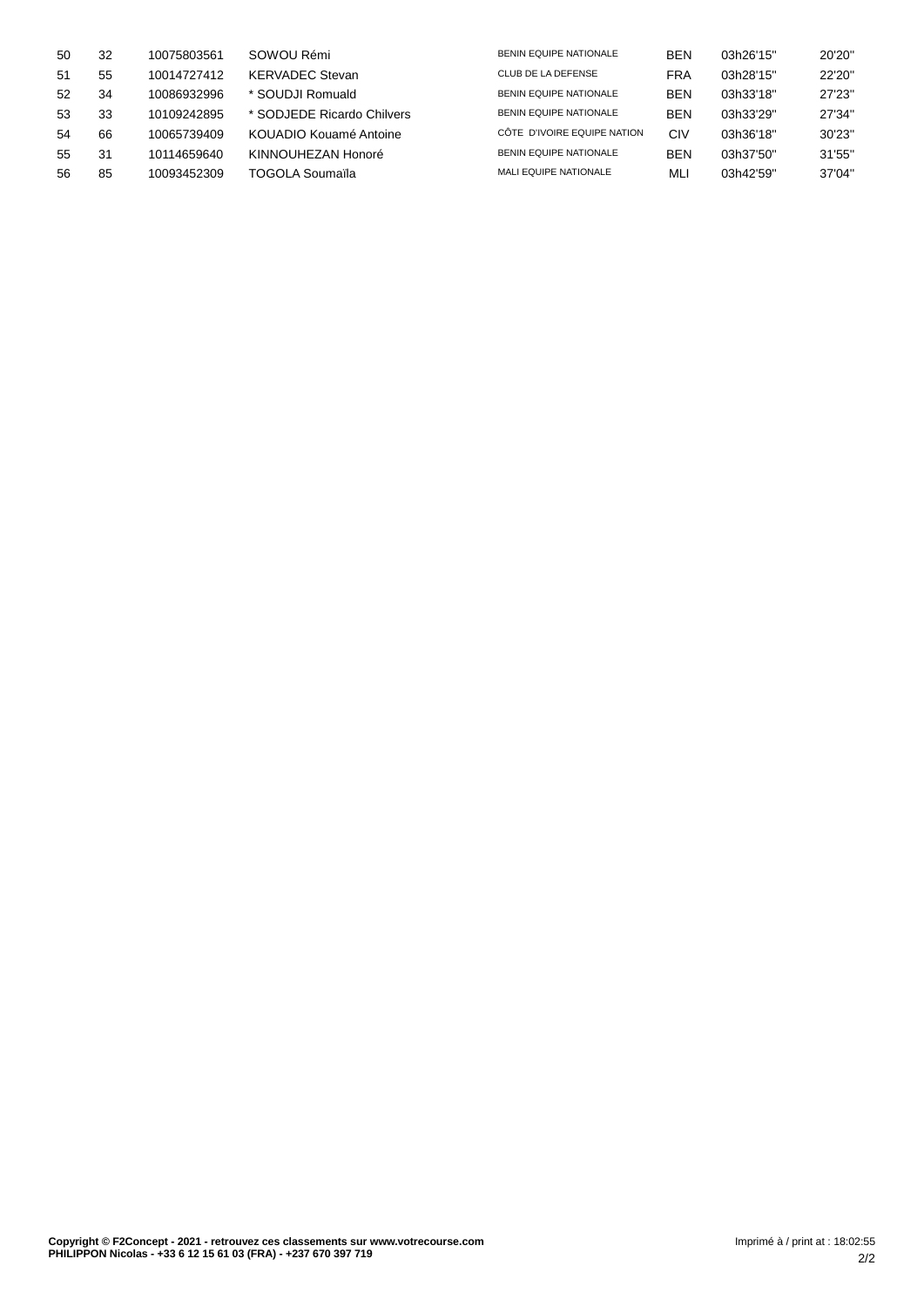| | | | | | | | |
|---|---|---|---|---|---|---|---|
| 50 | 32 | 10075803561 | SOWOU Rémi | BENIN EQUIPE NATIONALE | BEN | 03h26'15'' | 20'20'' |
| 51 | 55 | 10014727412 | KERVADEC Stevan | CLUB DE LA DEFENSE | FRA | 03h28'15'' | 22'20'' |
| 52 | 34 | 10086932996 | * SOUDJI Romuald | BENIN EQUIPE NATIONALE | BEN | 03h33'18'' | 27'23'' |
| 53 | 33 | 10109242895 | * SODJEDE Ricardo Chilvers | BENIN EQUIPE NATIONALE | BEN | 03h33'29'' | 27'34'' |
| 54 | 66 | 10065739409 | KOUADIO Kouamé Antoine | CÔTE D'IVOIRE EQUIPE NATION | CIV | 03h36'18'' | 30'23'' |
| 55 | 31 | 10114659640 | KINNOUHEZAN Honoré | BENIN EQUIPE NATIONALE | BEN | 03h37'50'' | 31'55'' |
| 56 | 85 | 10093452309 | TOGOLA Soumaïla | MALI EQUIPE NATIONALE | MLI | 03h42'59'' | 37'04'' |

**Copyright © F2Concept - 2021 - retrouvez ces classements sur www.votrecourse.com**
**PHILIPPON Nicolas - +33 6 12 15 61 03 (FRA) - +237 670 397 719**

Imprimé à / print at : 18:02:55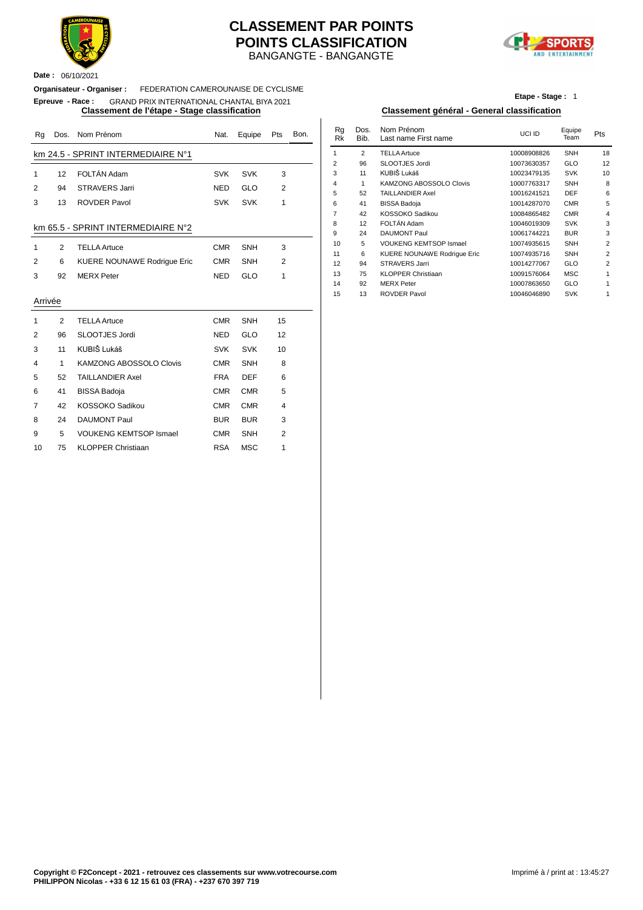# CLASSEMENT PAR POINTS
# POINTS CLASSIFICATION
BANGANGTE - BANGANGTE

**Date :** 06/10/2021

**Organisateur - Organiser :** FEDERATION CAMEROUNAISE DE CYCLISME

**Epreuve - Race :** GRAND PRIX INTERNATIONAL CHANTAL BIYA 2021

**Etape - Stage :** 1

## Classement de l'étape - Stage classification

| Rg | Dos. | Nom Prénom | Nat. | Equipe | Pts | Bon. |
|---|---|---|---|---|---|---|

### km 24.5 - SPRINT INTERMEDIAIRE N°1

| Rg | Dos. | Nom Prénom | Nat. | Equipe | Pts | Bon. |
|---|---|---|---|---|---|---|
| 1 | 12 | FOLTÁN Adam | SVK | SVK | 3 | |
| 2 | 94 | STRAVERS Jarri | NED | GLO | 2 | |
| 3 | 13 | ROVDER Pavol | SVK | SVK | 1 | |

### km 65.5 - SPRINT INTERMEDIAIRE N°2

| Rg | Dos. | Nom Prénom | Nat. | Equipe | Pts | Bon. |
|---|---|---|---|---|---|---|
| 1 | 2 | TELLA Artuce | CMR | SNH | 3 | |
| 2 | 6 | KUERE NOUNAWE Rodrigue Eric | CMR | SNH | 2 | |
| 3 | 92 | MERX Peter | NED | GLO | 1 | |

### Arrivée

| Rg | Dos. | Nom Prénom | Nat. | Equipe | Pts | Bon. |
|---|---|---|---|---|---|---|
| 1 | 2 | TELLA Artuce | CMR | SNH | 15 | |
| 2 | 96 | SLOOTJES Jordi | NED | GLO | 12 | |
| 3 | 11 | KUBIŠ Lukáš | SVK | SVK | 10 | |
| 4 | 1 | KAMZONG ABOSSOLO Clovis | CMR | SNH | 8 | |
| 5 | 52 | TAILLANDIER Axel | FRA | DEF | 6 | |
| 6 | 41 | BISSA Badoja | CMR | CMR | 5 | |
| 7 | 42 | KOSSOKO Sadikou | CMR | CMR | 4 | |
| 8 | 24 | DAUMONT Paul | BUR | BUR | 3 | |
| 9 | 5 | VOUKENG KEMTSOP Ismael | CMR | SNH | 2 | |
| 10 | 75 | KLOPPER Christiaan | RSA | MSC | 1 | |

## Classement général - General classification

| Rg Rk | Dos. Bib. | Nom Prénom Last name First name | UCI ID | Equipe Team | Pts |
|---|---|---|---|---|---|
| 1 | 2 | TELLA Artuce | 10008908826 | SNH | 18 |
| 2 | 96 | SLOOTJES Jordi | 10073630357 | GLO | 12 |
| 3 | 11 | KUBIŠ Lukáš | 10023479135 | SVK | 10 |
| 4 | 1 | KAMZONG ABOSSOLO Clovis | 10007763317 | SNH | 8 |
| 5 | 52 | TAILLANDIER Axel | 10016241521 | DEF | 6 |
| 6 | 41 | BISSA Badoja | 10014287070 | CMR | 5 |
| 7 | 42 | KOSSOKO Sadikou | 10084865482 | CMR | 4 |
| 8 | 12 | FOLTÁN Adam | 10046019309 | SVK | 3 |
| 9 | 24 | DAUMONT Paul | 10061744221 | BUR | 3 |
| 10 | 5 | VOUKENG KEMTSOP Ismael | 10074935615 | SNH | 2 |
| 11 | 6 | KUERE NOUNAWE Rodrigue Eric | 10074935716 | SNH | 2 |
| 12 | 94 | STRAVERS Jarri | 10014277067 | GLO | 2 |
| 13 | 75 | KLOPPER Christiaan | 10091576064 | MSC | 1 |
| 14 | 92 | MERX Peter | 10007863650 | GLO | 1 |
| 15 | 13 | ROVDER Pavol | 10046046890 | SVK | 1 |

**Copyright © F2Concept - 2021 - retrouvez ces classements sur www.votrecourse.com**
**PHILIPPON Nicolas - +33 6 12 15 61 03 (FRA) - +237 670 397 719**

Imprimé à / print at : 13:45:27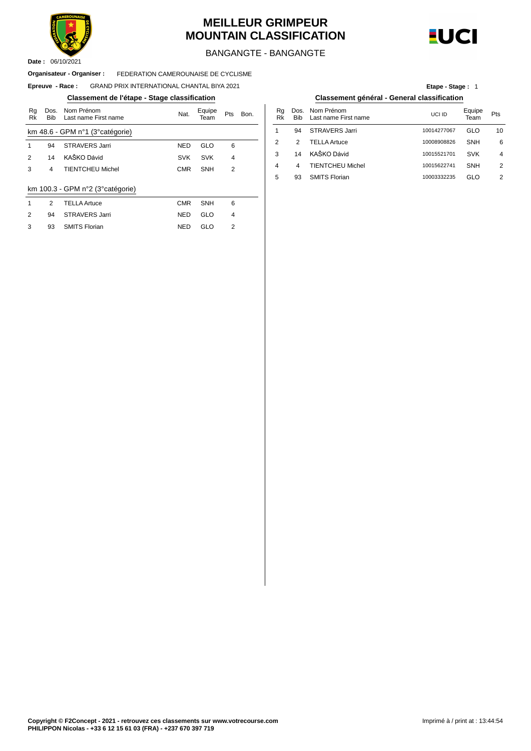# MEILLEUR GRIMPEUR
# MOUNTAIN CLASSIFICATION

BANGANGTE - BANGANGTE

**Date :** 06/10/2021

**Organisateur - Organiser :** FEDERATION CAMEROUNAISE DE CYCLISME

**Epreuve - Race :** GRAND PRIX INTERNATIONAL CHANTAL BIYA 2021

**Etape - Stage :** 1

## Classement de l'étape - Stage classification

km 48.6 - GPM n°1 (3°catégorie)

| Rg Rk | Dos. Bib | Nom Prénom Last name First name | Nat. | Equipe Team | Pts | Bon. |
|---|---|---|---|---|---|---|
| 1 | 94 | STRAVERS Jarri | NED | GLO | 6 | |
| 2 | 14 | KAŠKO Dávid | SVK | SVK | 4 | |
| 3 | 4 | TIENTCHEU Michel | CMR | SNH | 2 | |

km 100.3 - GPM n°2 (3°catégorie)

| Rg Rk | Dos. Bib | Nom Prénom Last name First name | Nat. | Equipe Team | Pts | Bon. |
|---|---|---|---|---|---|---|
| 1 | 2 | TELLA Artuce | CMR | SNH | 6 | |
| 2 | 94 | STRAVERS Jarri | NED | GLO | 4 | |
| 3 | 93 | SMITS Florian | NED | GLO | 2 | |

## Classement général - General classification

| Rg Rk | Dos. Bib | Nom Prénom Last name First name | UCI ID | Equipe Team | Pts |
|---|---|---|---|---|---|
| 1 | 94 | STRAVERS Jarri | 10014277067 | GLO | 10 |
| 2 | 2 | TELLA Artuce | 10008908826 | SNH | 6 |
| 3 | 14 | KAŠKO Dávid | 10015521701 | SVK | 4 |
| 4 | 4 | TIENTCHEU Michel | 10015622741 | SNH | 2 |
| 5 | 93 | SMITS Florian | 10003332235 | GLO | 2 |

**Copyright © F2Concept - 2021 - retrouvez ces classements sur www.votrecourse.com**
**PHILIPPON Nicolas - +33 6 12 15 61 03 (FRA) - +237 670 397 719**

Imprimé à / print at : 13:44:54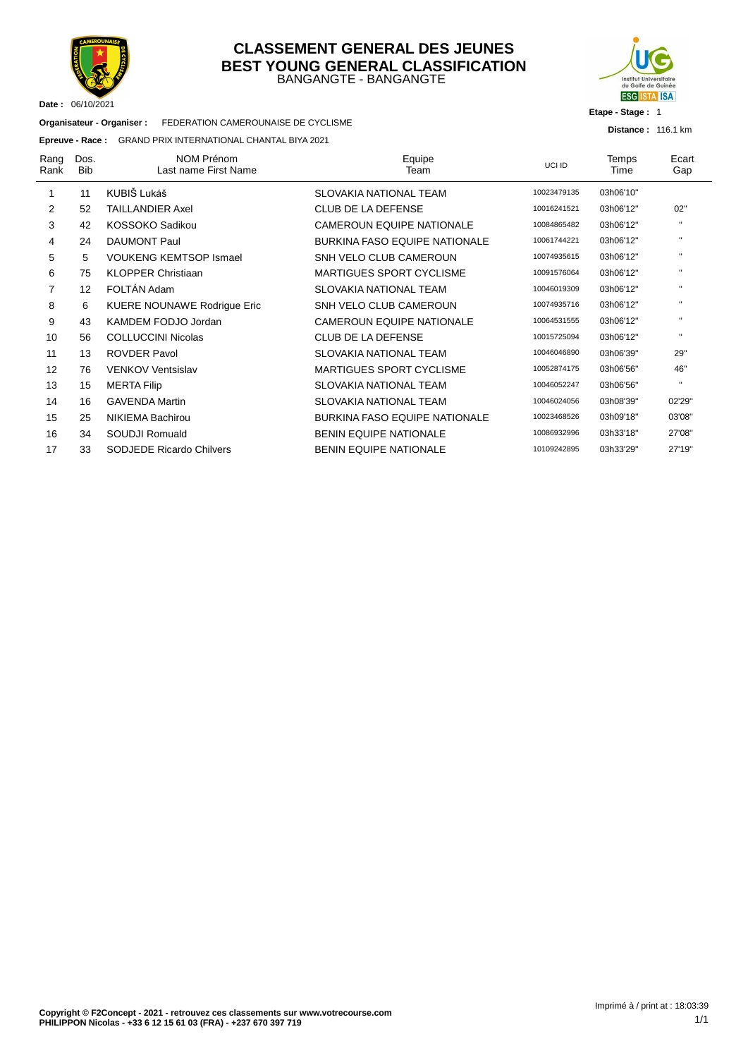# CLASSEMENT GENERAL DES JEUNES
# BEST YOUNG GENERAL CLASSIFICATION
BANGANGTE - BANGANGTE

**Date :** 06/10/2021

**Organisateur - Organiser :** FEDERATION CAMEROUNAISE DE CYCLISME

**Epreuve - Race :** GRAND PRIX INTERNATIONAL CHANTAL BIYA 2021

**Etape - Stage :** 1

**Distance :** 116.1 km

| Rang Rank | Dos. Bib | NOM Prénom Last name First Name | Equipe Team | UCI ID | Temps Time | Ecart Gap |
|---|---|---|---|---|---|---|
| 1 | 11 | KUBIŠ Lukáš | SLOVAKIA NATIONAL TEAM | 10023479135 | 03h06'10" | |
| 2 | 52 | TAILLANDIER Axel | CLUB DE LA DEFENSE | 10016241521 | 03h06'12" | 02" |
| 3 | 42 | KOSSOKO Sadikou | CAMEROUN EQUIPE NATIONALE | 10084865482 | 03h06'12" | " |
| 4 | 24 | DAUMONT Paul | BURKINA FASO EQUIPE NATIONALE | 10061744221 | 03h06'12" | " |
| 5 | 5 | VOUKENG KEMTSOP Ismael | SNH VELO CLUB CAMEROUN | 10074935615 | 03h06'12" | " |
| 6 | 75 | KLOPPER Christiaan | MARTIGUES SPORT CYCLISME | 10091576064 | 03h06'12" | " |
| 7 | 12 | FOLTÁN Adam | SLOVAKIA NATIONAL TEAM | 10046019309 | 03h06'12" | " |
| 8 | 6 | KUERE NOUNAWE Rodrigue Eric | SNH VELO CLUB CAMEROUN | 10074935716 | 03h06'12" | " |
| 9 | 43 | KAMDEM FODJO Jordan | CAMEROUN EQUIPE NATIONALE | 10064531555 | 03h06'12" | " |
| 10 | 56 | COLLUCCINI Nicolas | CLUB DE LA DEFENSE | 10015725094 | 03h06'12" | " |
| 11 | 13 | ROVDER Pavol | SLOVAKIA NATIONAL TEAM | 10046046890 | 03h06'39" | 29" |
| 12 | 76 | VENKOV Ventsislav | MARTIGUES SPORT CYCLISME | 10052874175 | 03h06'56" | 46" |
| 13 | 15 | MERTA Filip | SLOVAKIA NATIONAL TEAM | 10046052247 | 03h06'56" | " |
| 14 | 16 | GAVENDA Martin | SLOVAKIA NATIONAL TEAM | 10046024056 | 03h08'39" | 02'29" |
| 15 | 25 | NIKIEMA Bachirou | BURKINA FASO EQUIPE NATIONALE | 10023468526 | 03h09'18" | 03'08" |
| 16 | 34 | SOUDJI Romuald | BENIN EQUIPE NATIONALE | 10086932996 | 03h33'18" | 27'08" |
| 17 | 33 | SODJEDE Ricardo Chilvers | BENIN EQUIPE NATIONALE | 10109242895 | 03h33'29" | 27'19" |

**Copyright © F2Concept - 2021 - retrouvez ces classements sur www.votrecourse.com**
**PHILIPPON Nicolas - +33 6 12 15 61 03 (FRA) - +237 670 397 719**

Imprimé à / print at : 18:03:39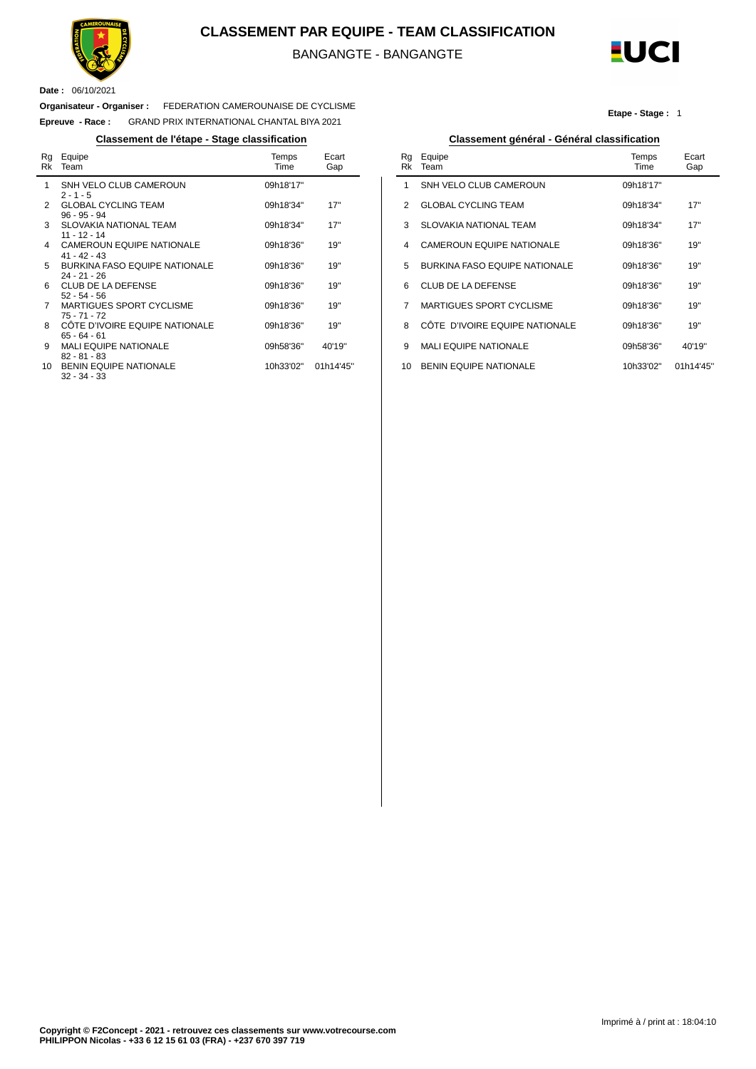# CLASSEMENT PAR EQUIPE - TEAM CLASSIFICATION

BANGANGTE - BANGANGTE

**Date :** 06/10/2021

**Organisateur - Organiser :** FEDERATION CAMEROUNAISE DE CYCLISME

**Epreuve - Race :** GRAND PRIX INTERNATIONAL CHANTAL BIYA 2021

**Etape - Stage :** 1

## Classement de l'étape - Stage classification

| Rg Rk | Equipe Team | Temps Time | Ecart Gap |
|---|---|---|---|
| 1 | SNH VELO CLUB CAMEROUN<br>2 - 1 - 5 | 09h18'17'' | |
| 2 | GLOBAL CYCLING TEAM<br>96 - 95 - 94 | 09h18'34'' | 17'' |
| 3 | SLOVAKIA NATIONAL TEAM<br>11 - 12 - 14 | 09h18'34'' | 17'' |
| 4 | CAMEROUN EQUIPE NATIONALE<br>41 - 42 - 43 | 09h18'36'' | 19'' |
| 5 | BURKINA FASO EQUIPE NATIONALE<br>24 - 21 - 26 | 09h18'36'' | 19'' |
| 6 | CLUB DE LA DEFENSE<br>52 - 54 - 56 | 09h18'36'' | 19'' |
| 7 | MARTIGUES SPORT CYCLISME<br>75 - 71 - 72 | 09h18'36'' | 19'' |
| 8 | CÔTE D'IVOIRE EQUIPE NATIONALE<br>65 - 64 - 61 | 09h18'36'' | 19'' |
| 9 | MALI EQUIPE NATIONALE<br>82 - 81 - 83 | 09h58'36'' | 40'19'' |
| 10 | BENIN EQUIPE NATIONALE<br>32 - 34 - 33 | 10h33'02'' | 01h14'45'' |

## Classement général - Général classification

| Rg Rk | Equipe Team | Temps Time | Ecart Gap |
|---|---|---|---|
| 1 | SNH VELO CLUB CAMEROUN | 09h18'17'' | |
| 2 | GLOBAL CYCLING TEAM | 09h18'34'' | 17'' |
| 3 | SLOVAKIA NATIONAL TEAM | 09h18'34'' | 17'' |
| 4 | CAMEROUN EQUIPE NATIONALE | 09h18'36'' | 19'' |
| 5 | BURKINA FASO EQUIPE NATIONALE | 09h18'36'' | 19'' |
| 6 | CLUB DE LA DEFENSE | 09h18'36'' | 19'' |
| 7 | MARTIGUES SPORT CYCLISME | 09h18'36'' | 19'' |
| 8 | CÔTE D'IVOIRE EQUIPE NATIONALE | 09h18'36'' | 19'' |
| 9 | MALI EQUIPE NATIONALE | 09h58'36'' | 40'19'' |
| 10 | BENIN EQUIPE NATIONALE | 10h33'02'' | 01h14'45'' |

Imprimé à / print at : 18:04:10

**Copyright © F2Concept - 2021 - retrouvez ces classements sur www.votrecourse.com**
**PHILIPPON Nicolas - +33 6 12 15 61 03 (FRA) - +237 670 397 719**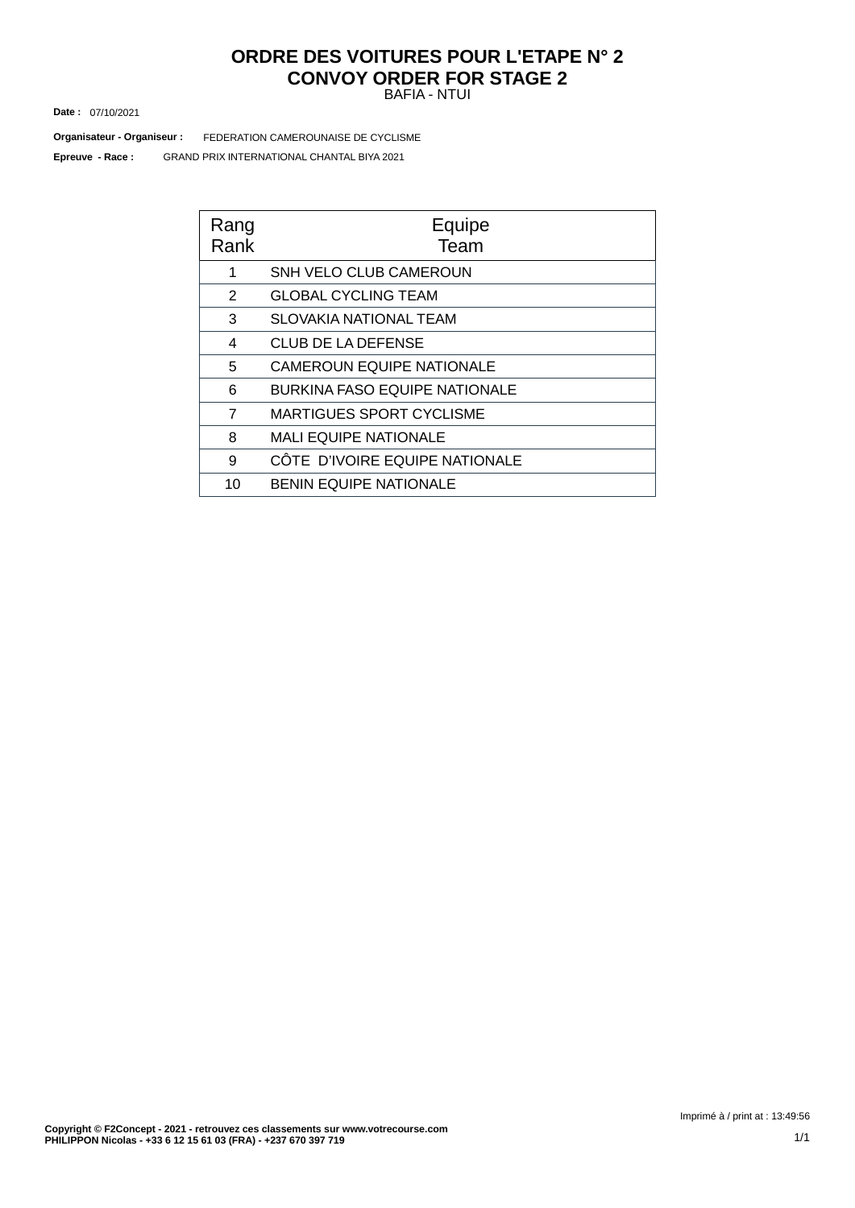# ORDRE DES VOITURES POUR L'ETAPE N° 2
# CONVOY ORDER FOR STAGE 2

BAFIA - NTUI

**Date :** 07/10/2021

**Organisateur - Organiseur :** FEDERATION CAMEROUNAISE DE CYCLISME

**Epreuve - Race :** GRAND PRIX INTERNATIONAL CHANTAL BIYA 2021

| Rang<br>Rank | Equipe<br>Team |
|---|---|
| 1 | SNH VELO CLUB CAMEROUN |
| 2 | GLOBAL CYCLING TEAM |
| 3 | SLOVAKIA NATIONAL TEAM |
| 4 | CLUB DE LA DEFENSE |
| 5 | CAMEROUN EQUIPE NATIONALE |
| 6 | BURKINA FASO EQUIPE NATIONALE |
| 7 | MARTIGUES SPORT CYCLISME |
| 8 | MALI EQUIPE NATIONALE |
| 9 | CÔTE D'IVOIRE EQUIPE NATIONALE |
| 10 | BENIN EQUIPE NATIONALE |

Imprimé à / print at : 13:49:56

**Copyright © F2Concept - 2021 - retrouvez ces classements sur www.votrecourse.com**
**PHILIPPON Nicolas - +33 6 12 15 61 03 (FRA) - +237 670 397 719**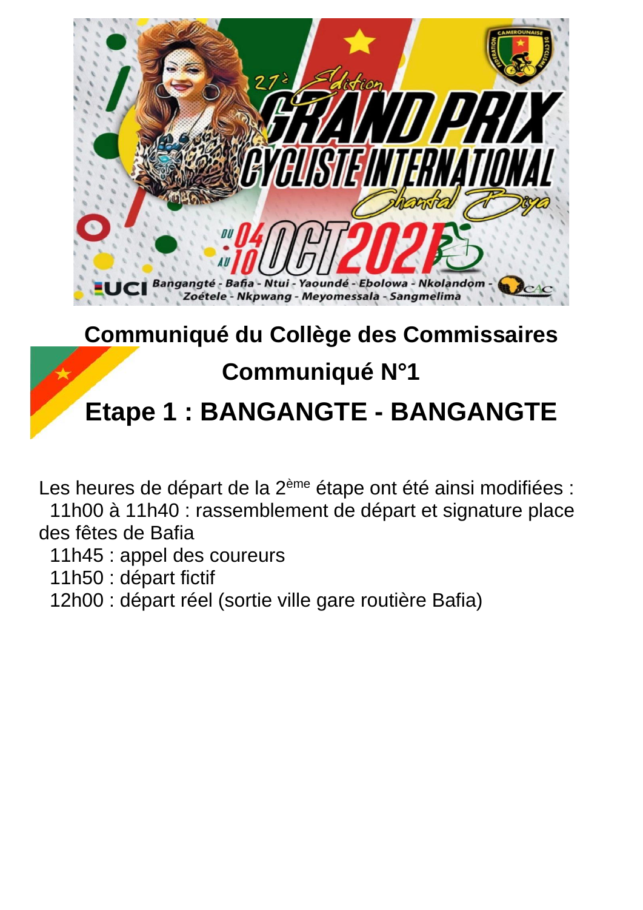## Communiqué du Collège des Commissaires

## Communiqué N°1

# Etape 1 : BANGANGTE - BANGANGTE

Les heures de départ de la 2ème étape ont été ainsi modifiées :

- 11h00 à 11h40 : rassemblement de départ et signature place des fêtes de Bafia
- 11h45 : appel des coureurs
- 11h50 : départ fictif
- 12h00 : départ réel (sortie ville gare routière Bafia)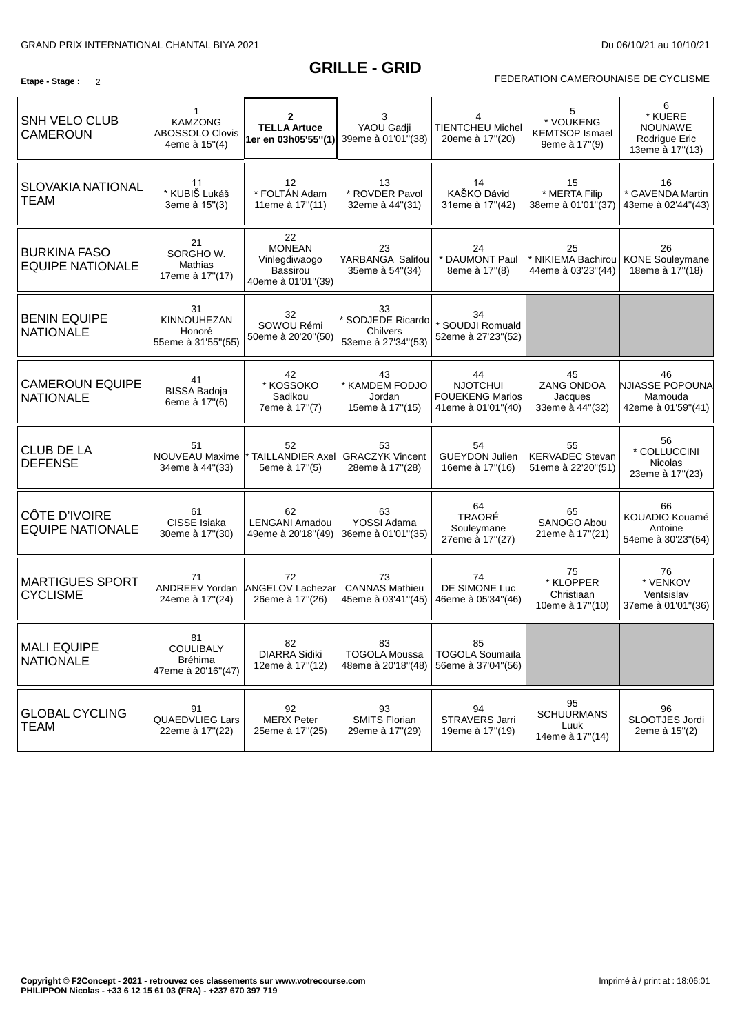GRAND PRIX INTERNATIONAL CHANTAL BIYA 2021

Du 06/10/21 au 10/10/21

# GRILLE - GRID

**Etape - Stage :** 2

FEDERATION CAMEROUNAISE DE CYCLISME

| | | | | | | |
|---|---|---|---|---|---|---|
| SNH VELO CLUB CAMEROUN | 1 KAMZONG ABOSSOLO Clovis 4eme à 15''(4) | **2 TELLA Artuce 1er en 03h05'55''(1)** | 3 YAOU Gadji 39eme à 01'01''(38) | 4 TIENTCHEU Michel 20eme à 17''(20) | 5 * VOUKENG KEMTSOP Ismael 9eme à 17''(9) | 6 * KUERE NOUNAWE Rodrigue Eric 13eme à 17''(13) |
| SLOVAKIA NATIONAL TEAM | 11 * KUBIŠ Lukáš 3eme à 15''(3) | 12 * FOLTÁN Adam 11eme à 17''(11) | 13 * ROVDER Pavol 32eme à 44''(31) | 14 KAŠKO Dávid 31eme à 17''(42) | 15 * MERTA Filip 38eme à 01'01''(37) | 16 * GAVENDA Martin 43eme à 02'44''(43) |
| BURKINA FASO EQUIPE NATIONALE | 21 SORGHO W. Mathias 17eme à 17''(17) | 22 MONEAN Vinlegdiwaogo Bassirou 40eme à 01'01''(39) | 23 YARBANGA Salifou 35eme à 54''(34) | 24 * DAUMONT Paul 8eme à 17''(8) | 25 * NIKIEMA Bachirou 44eme à 03'23''(44) | 26 KONE Souleymane 18eme à 17''(18) |
| BENIN EQUIPE NATIONALE | 31 KINNOUHEZAN Honoré 55eme à 31'55''(55) | 32 SOWOU Rémi 50eme à 20'20''(50) | 33 * SODJEDE Ricardo Chilvers 53eme à 27'34''(53) | 34 * SOUDJI Romuald 52eme à 27'23''(52) | | |
| CAMEROUN EQUIPE NATIONALE | 41 BISSA Badoja 6eme à 17''(6) | 42 * KOSSOKO Sadikou 7eme à 17''(7) | 43 * KAMDEM FODJO Jordan 15eme à 17''(15) | 44 NJOTCHUI FOUEKENG Marios 41eme à 01'01''(40) | 45 ZANG ONDOA Jacques 33eme à 44''(32) | 46 NJIASSE POPOUNA Mamouda 42eme à 01'59''(41) |
| CLUB DE LA DEFENSE | 51 NOUVEAU Maxime 34eme à 44''(33) | 52 * TAILLANDIER Axel 5eme à 17''(5) | 53 GRACZYK Vincent 28eme à 17''(28) | 54 GUEYDON Julien 16eme à 17''(16) | 55 KERVADEC Stevan 51eme à 22'20''(51) | 56 * COLLUCCINI Nicolas 23eme à 17''(23) |
| CÔTE D'IVOIRE EQUIPE NATIONALE | 61 CISSE Isiaka 30eme à 17''(30) | 62 LENGANI Amadou 49eme à 20'18''(49) | 63 YOSSI Adama 36eme à 01'01''(35) | 64 TRAORÉ Souleymane 27eme à 17''(27) | 65 SANOGO Abou 21eme à 17''(21) | 66 KOUADIO Kouamé Antoine 54eme à 30'23''(54) |
| MARTIGUES SPORT CYCLISME | 71 ANDREEV Yordan 24eme à 17''(24) | 72 ANGELOV Lachezar 26eme à 17''(26) | 73 CANNAS Mathieu 45eme à 03'41''(45) | 74 DE SIMONE Luc 46eme à 05'34''(46) | 75 * KLOPPER Christiaan 10eme à 17''(10) | 76 * VENKOV Ventsislav 37eme à 01'01''(36) |
| MALI EQUIPE NATIONALE | 81 COULIBALY Bréhima 47eme à 20'16''(47) | 82 DIARRA Sidiki 12eme à 17''(12) | 83 TOGOLA Moussa 48eme à 20'18''(48) | 85 TOGOLA Soumaïla 56eme à 37'04''(56) | | |
| GLOBAL CYCLING TEAM | 91 QUAEDVLIEG Lars 22eme à 17''(22) | 92 MERX Peter 25eme à 17''(25) | 93 SMITS Florian 29eme à 17''(29) | 94 STRAVERS Jarri 19eme à 17''(19) | 95 SCHUURMANS Luuk 14eme à 17''(14) | 96 SLOOTJES Jordi 2eme à 15''(2) |

Copyright © F2Concept - 2021 - retrouvez ces classements sur www.votrecourse.com
PHILIPPON Nicolas - +33 6 12 15 61 03 (FRA) - +237 670 397 719

Imprimé à / print at : 18:06:01